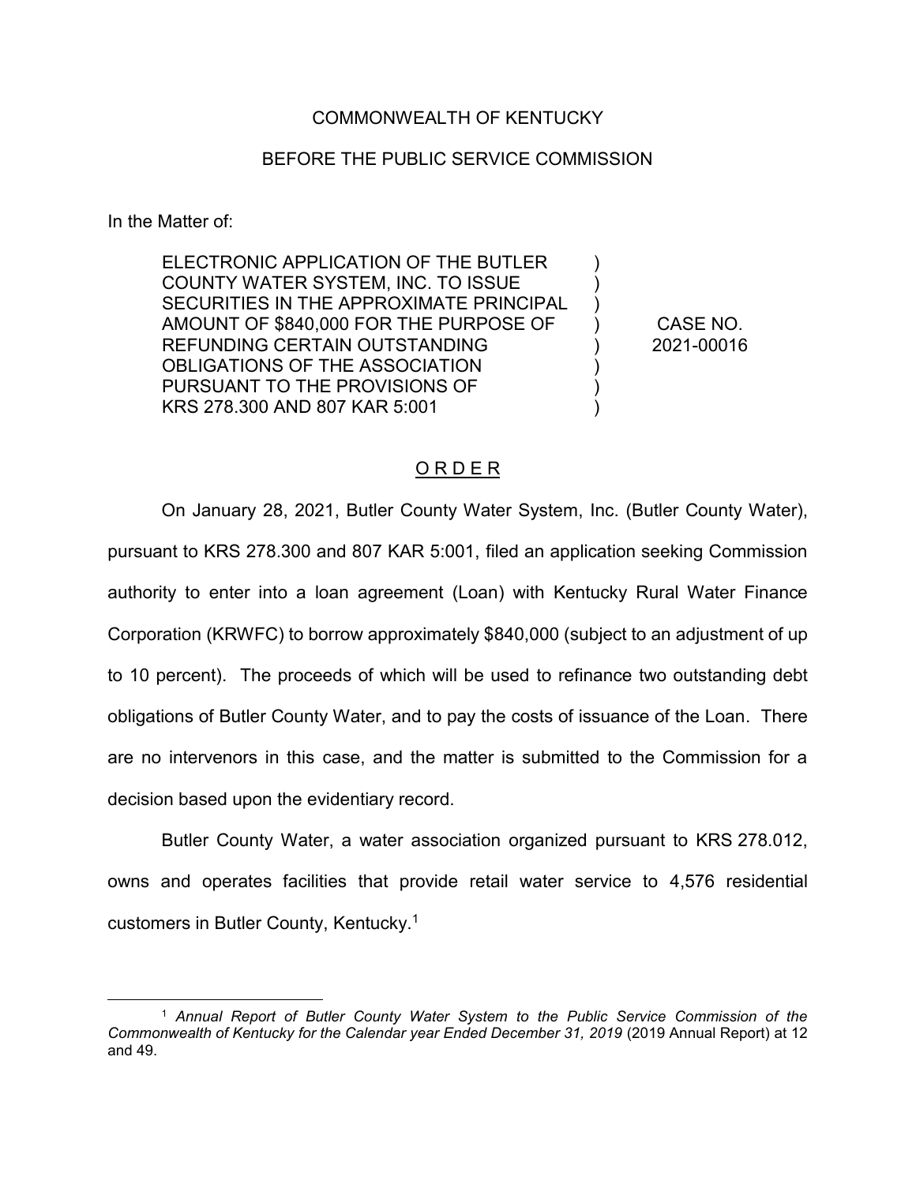COMMONWEALTH OF KENTUCKY

BEFORE THE PUBLIC SERVICE COMMISSION

In the Matter of:

| | | |
|---|---|---|
| ELECTRONIC APPLICATION OF THE BUTLER COUNTY WATER SYSTEM, INC. TO ISSUE SECURITIES IN THE APPROXIMATE PRINCIPAL AMOUNT OF $840,000 FOR THE PURPOSE OF REFUNDING CERTAIN OUTSTANDING OBLIGATIONS OF THE ASSOCIATION PURSUANT TO THE PROVISIONS OF KRS 278.300 AND 807 KAR 5:001 | ) ) ) ) ) ) ) ) | CASE NO. 2021-00016 |

## O R D E R

On January 28, 2021, Butler County Water System, Inc. (Butler County Water), pursuant to KRS 278.300 and 807 KAR 5:001, filed an application seeking Commission authority to enter into a loan agreement (Loan) with Kentucky Rural Water Finance Corporation (KRWFC) to borrow approximately $840,000 (subject to an adjustment of up to 10 percent). The proceeds of which will be used to refinance two outstanding debt obligations of Butler County Water, and to pay the costs of issuance of the Loan. There are no intervenors in this case, and the matter is submitted to the Commission for a decision based upon the evidentiary record.

Butler County Water, a water association organized pursuant to KRS 278.012, owns and operates facilities that provide retail water service to 4,576 residential customers in Butler County, Kentucky.[1]

---

[1] *Annual Report of Butler County Water System to the Public Service Commission of the Commonwealth of Kentucky for the Calendar year Ended December 31, 2019* (2019 Annual Report) at 12 and 49.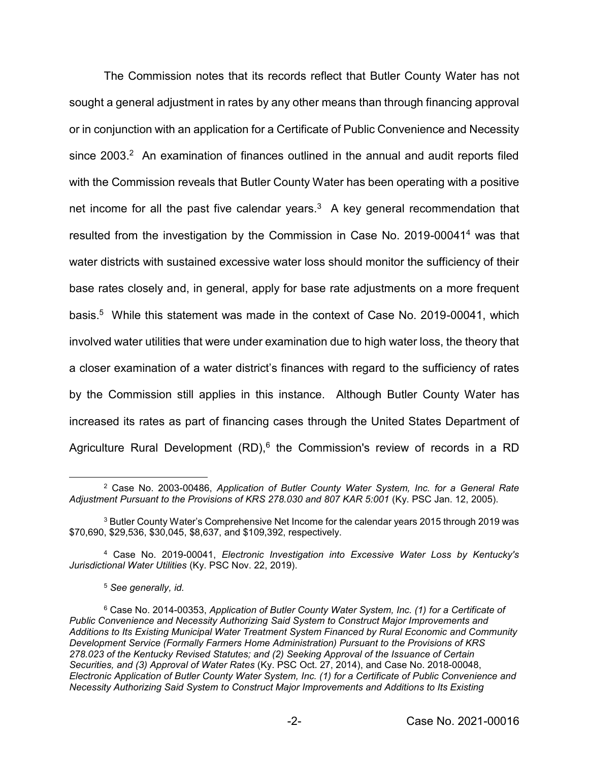The Commission notes that its records reflect that Butler County Water has not sought a general adjustment in rates by any other means than through financing approval or in conjunction with an application for a Certificate of Public Convenience and Necessity since 2003.[2] An examination of finances outlined in the annual and audit reports filed with the Commission reveals that Butler County Water has been operating with a positive net income for all the past five calendar years.[3] A key general recommendation that resulted from the investigation by the Commission in Case No. 2019-00041[4] was that water districts with sustained excessive water loss should monitor the sufficiency of their base rates closely and, in general, apply for base rate adjustments on a more frequent basis.[5] While this statement was made in the context of Case No. 2019-00041, which involved water utilities that were under examination due to high water loss, the theory that a closer examination of a water district's finances with regard to the sufficiency of rates by the Commission still applies in this instance. Although Butler County Water has increased its rates as part of financing cases through the United States Department of Agriculture Rural Development (RD),[6] the Commission's review of records in a RD

---

[2] Case No. 2003-00486, *Application of Butler County Water System, Inc. for a General Rate Adjustment Pursuant to the Provisions of KRS 278.030 and 807 KAR 5:001* (Ky. PSC Jan. 12, 2005).

[3] Butler County Water's Comprehensive Net Income for the calendar years 2015 through 2019 was $70,690, $29,536, $30,045, $8,637, and $109,392, respectively.

[4] Case No. 2019-00041, *Electronic Investigation into Excessive Water Loss by Kentucky's Jurisdictional Water Utilities* (Ky. PSC Nov. 22, 2019).

[5] *See generally, id.*

[6] Case No. 2014-00353, *Application of Butler County Water System, Inc. (1) for a Certificate of Public Convenience and Necessity Authorizing Said System to Construct Major Improvements and Additions to Its Existing Municipal Water Treatment System Financed by Rural Economic and Community Development Service (Formally Farmers Home Administration) Pursuant to the Provisions of KRS 278.023 of the Kentucky Revised Statutes; and (2) Seeking Approval of the Issuance of Certain Securities, and (3) Approval of Water Rates* (Ky. PSC Oct. 27, 2014), and Case No. 2018-00048, *Electronic Application of Butler County Water System, Inc. (1) for a Certificate of Public Convenience and Necessity Authorizing Said System to Construct Major Improvements and Additions to Its Existing*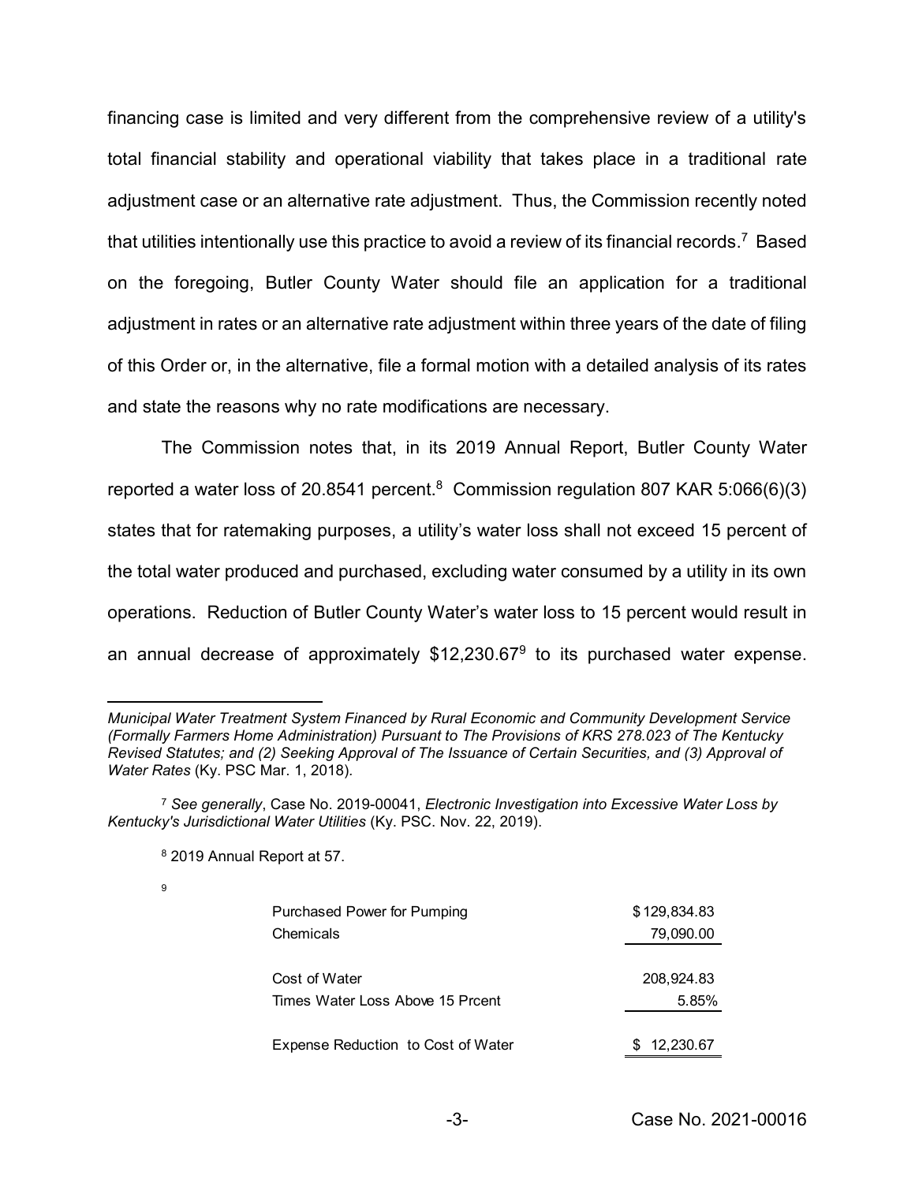financing case is limited and very different from the comprehensive review of a utility's total financial stability and operational viability that takes place in a traditional rate adjustment case or an alternative rate adjustment. Thus, the Commission recently noted that utilities intentionally use this practice to avoid a review of its financial records.[7] Based on the foregoing, Butler County Water should file an application for a traditional adjustment in rates or an alternative rate adjustment within three years of the date of filing of this Order or, in the alternative, file a formal motion with a detailed analysis of its rates and state the reasons why no rate modifications are necessary.

The Commission notes that, in its 2019 Annual Report, Butler County Water reported a water loss of 20.8541 percent.[8] Commission regulation 807 KAR 5:066(6)(3) states that for ratemaking purposes, a utility's water loss shall not exceed 15 percent of the total water produced and purchased, excluding water consumed by a utility in its own operations. Reduction of Butler County Water's water loss to 15 percent would result in an annual decrease of approximately $12,230.67[9] to its purchased water expense.

---

*Municipal Water Treatment System Financed by Rural Economic and Community Development Service (Formally Farmers Home Administration) Pursuant to The Provisions of KRS 278.023 of The Kentucky Revised Statutes; and (2) Seeking Approval of The Issuance of Certain Securities, and (3) Approval of Water Rates* (Ky. PSC Mar. 1, 2018).

[7] *See generally*, Case No. 2019-00041, *Electronic Investigation into Excessive Water Loss by Kentucky's Jurisdictional Water Utilities* (Ky. PSC. Nov. 22, 2019).

[8] 2019 Annual Report at 57.

[9]

| | |
|---|---|
| Purchased Power for Pumping | $129,834.83 |
| Chemicals | 79,090.00 |
| Cost of Water | 208,924.83 |
| Times Water Loss Above 15 Prcent | 5.85% |
| Expense Reduction to Cost of Water | $ 12,230.67 |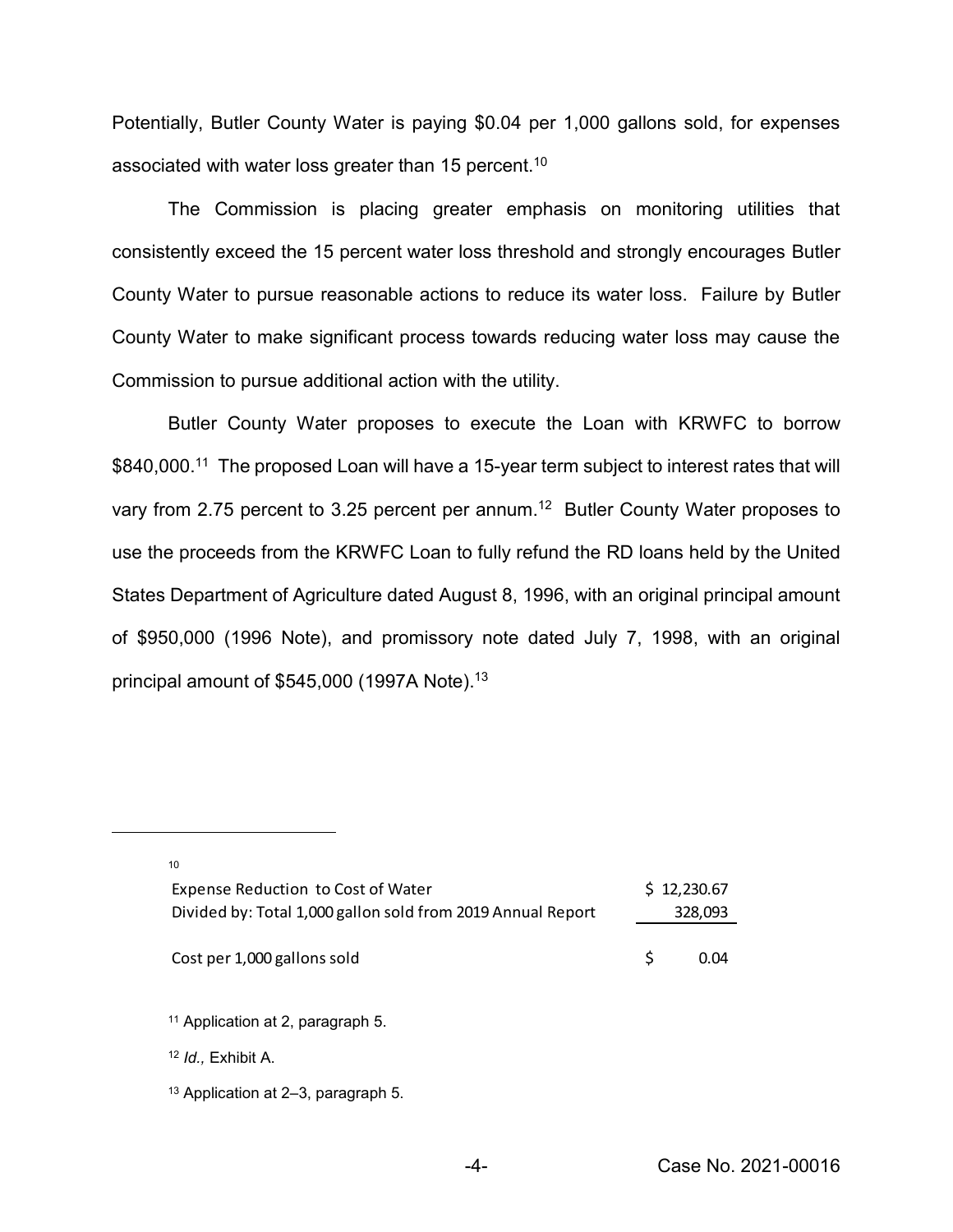Potentially, Butler County Water is paying $0.04 per 1,000 gallons sold, for expenses associated with water loss greater than 15 percent.[10]

The Commission is placing greater emphasis on monitoring utilities that consistently exceed the 15 percent water loss threshold and strongly encourages Butler County Water to pursue reasonable actions to reduce its water loss. Failure by Butler County Water to make significant process towards reducing water loss may cause the Commission to pursue additional action with the utility.

Butler County Water proposes to execute the Loan with KRWFC to borrow $840,000.[11] The proposed Loan will have a 15-year term subject to interest rates that will vary from 2.75 percent to 3.25 percent per annum.[12] Butler County Water proposes to use the proceeds from the KRWFC Loan to fully refund the RD loans held by the United States Department of Agriculture dated August 8, 1996, with an original principal amount of $950,000 (1996 Note), and promissory note dated July 7, 1998, with an original principal amount of $545,000 (1997A Note).[13]

---

[10]

| | |
|---|---|
| Expense Reduction to Cost of Water | $ 12,230.67 |
| Divided by: Total 1,000 gallon sold from 2019 Annual Report | 328,093 |
| Cost per 1,000 gallons sold | $ 0.04 |

[11] Application at 2, paragraph 5.

[12] *Id.,* Exhibit A.

[13] Application at 2–3, paragraph 5.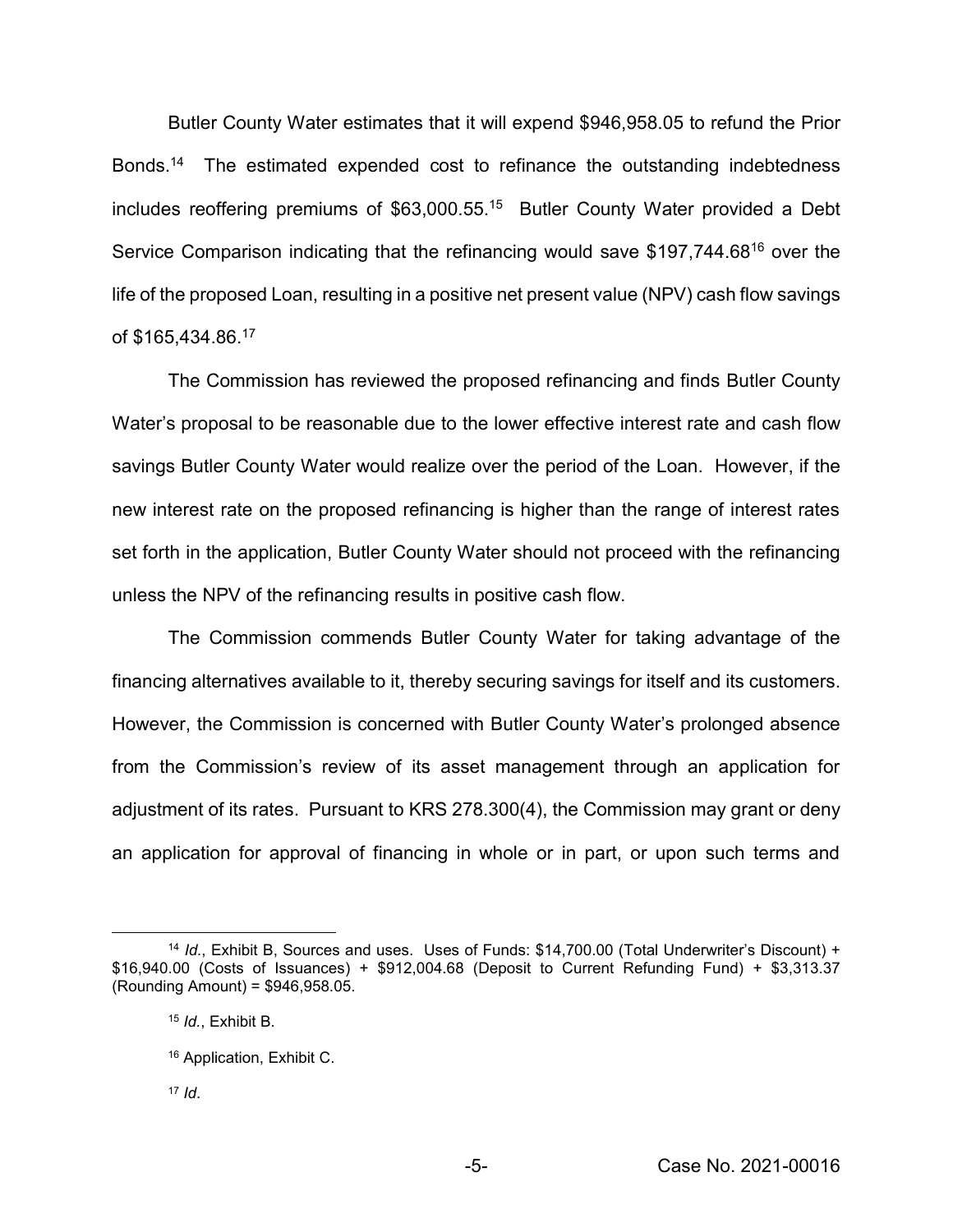Butler County Water estimates that it will expend $946,958.05 to refund the Prior Bonds.[14] The estimated expended cost to refinance the outstanding indebtedness includes reoffering premiums of $63,000.55.[15] Butler County Water provided a Debt Service Comparison indicating that the refinancing would save $197,744.68[16] over the life of the proposed Loan, resulting in a positive net present value (NPV) cash flow savings of $165,434.86.[17]

The Commission has reviewed the proposed refinancing and finds Butler County Water's proposal to be reasonable due to the lower effective interest rate and cash flow savings Butler County Water would realize over the period of the Loan. However, if the new interest rate on the proposed refinancing is higher than the range of interest rates set forth in the application, Butler County Water should not proceed with the refinancing unless the NPV of the refinancing results in positive cash flow.

The Commission commends Butler County Water for taking advantage of the financing alternatives available to it, thereby securing savings for itself and its customers. However, the Commission is concerned with Butler County Water's prolonged absence from the Commission's review of its asset management through an application for adjustment of its rates. Pursuant to KRS 278.300(4), the Commission may grant or deny an application for approval of financing in whole or in part, or upon such terms and

---

[14] *Id.*, Exhibit B, Sources and uses. Uses of Funds: $14,700.00 (Total Underwriter's Discount) + $16,940.00 (Costs of Issuances) + $912,004.68 (Deposit to Current Refunding Fund) + $3,313.37 (Rounding Amount) = $946,958.05.

[15] *Id.*, Exhibit B.

[16] Application, Exhibit C.

[17] *Id*.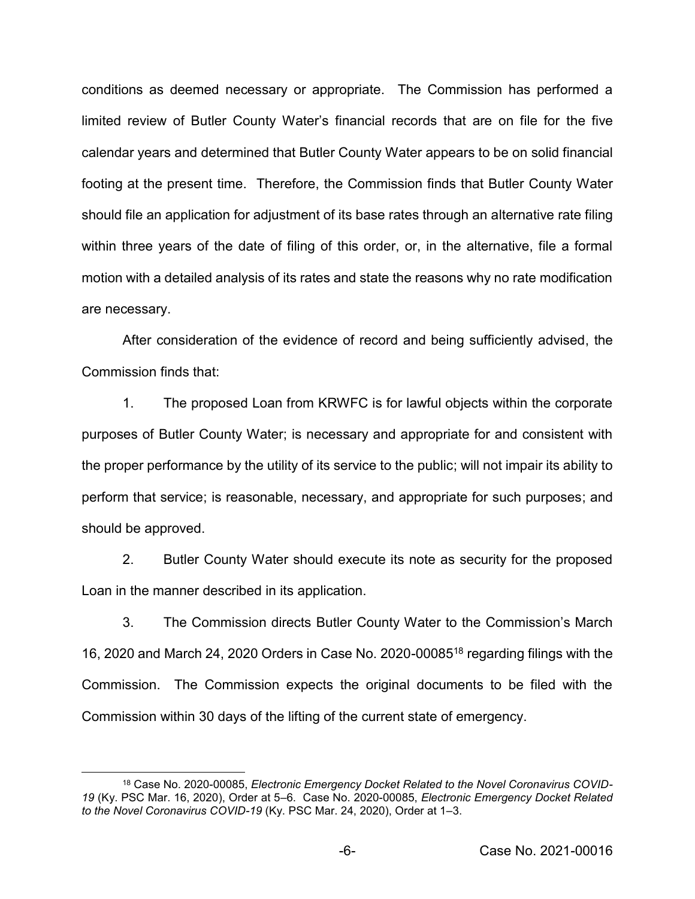conditions as deemed necessary or appropriate. The Commission has performed a limited review of Butler County Water's financial records that are on file for the five calendar years and determined that Butler County Water appears to be on solid financial footing at the present time. Therefore, the Commission finds that Butler County Water should file an application for adjustment of its base rates through an alternative rate filing within three years of the date of filing of this order, or, in the alternative, file a formal motion with a detailed analysis of its rates and state the reasons why no rate modification are necessary.

After consideration of the evidence of record and being sufficiently advised, the Commission finds that:

1. The proposed Loan from KRWFC is for lawful objects within the corporate purposes of Butler County Water; is necessary and appropriate for and consistent with the proper performance by the utility of its service to the public; will not impair its ability to perform that service; is reasonable, necessary, and appropriate for such purposes; and should be approved.

2. Butler County Water should execute its note as security for the proposed Loan in the manner described in its application.

3. The Commission directs Butler County Water to the Commission's March 16, 2020 and March 24, 2020 Orders in Case No. 2020-00085[18] regarding filings with the Commission. The Commission expects the original documents to be filed with the Commission within 30 days of the lifting of the current state of emergency.

---

[18] Case No. 2020-00085, *Electronic Emergency Docket Related to the Novel Coronavirus COVID-19* (Ky. PSC Mar. 16, 2020), Order at 5–6. Case No. 2020-00085, *Electronic Emergency Docket Related to the Novel Coronavirus COVID-19* (Ky. PSC Mar. 24, 2020), Order at 1–3.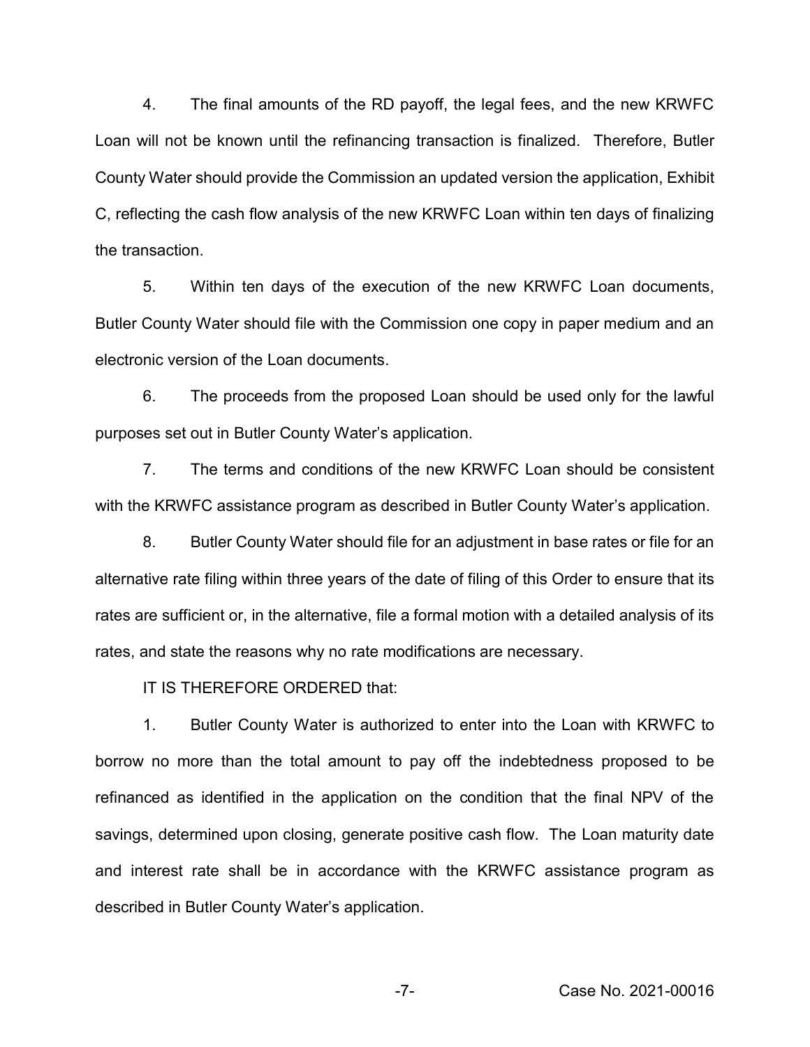4. The final amounts of the RD payoff, the legal fees, and the new KRWFC Loan will not be known until the refinancing transaction is finalized. Therefore, Butler County Water should provide the Commission an updated version the application, Exhibit C, reflecting the cash flow analysis of the new KRWFC Loan within ten days of finalizing the transaction.

5. Within ten days of the execution of the new KRWFC Loan documents, Butler County Water should file with the Commission one copy in paper medium and an electronic version of the Loan documents.

6. The proceeds from the proposed Loan should be used only for the lawful purposes set out in Butler County Water's application.

7. The terms and conditions of the new KRWFC Loan should be consistent with the KRWFC assistance program as described in Butler County Water's application.

8. Butler County Water should file for an adjustment in base rates or file for an alternative rate filing within three years of the date of filing of this Order to ensure that its rates are sufficient or, in the alternative, file a formal motion with a detailed analysis of its rates, and state the reasons why no rate modifications are necessary.

IT IS THEREFORE ORDERED that:

1. Butler County Water is authorized to enter into the Loan with KRWFC to borrow no more than the total amount to pay off the indebtedness proposed to be refinanced as identified in the application on the condition that the final NPV of the savings, determined upon closing, generate positive cash flow. The Loan maturity date and interest rate shall be in accordance with the KRWFC assistance program as described in Butler County Water's application.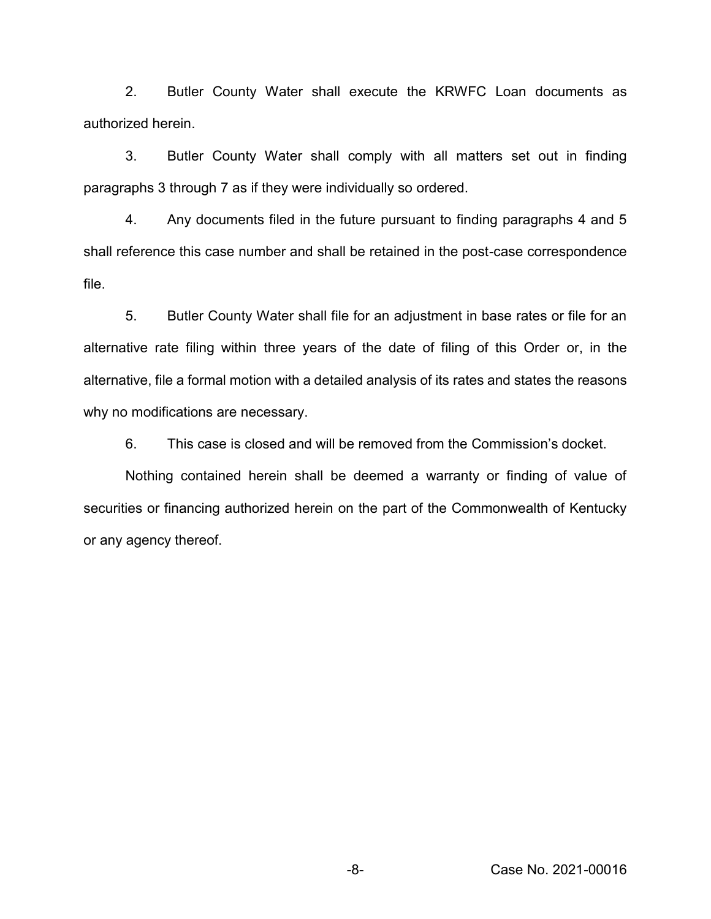2. Butler County Water shall execute the KRWFC Loan documents as authorized herein.

3. Butler County Water shall comply with all matters set out in finding paragraphs 3 through 7 as if they were individually so ordered.

4. Any documents filed in the future pursuant to finding paragraphs 4 and 5 shall reference this case number and shall be retained in the post-case correspondence file.

5. Butler County Water shall file for an adjustment in base rates or file for an alternative rate filing within three years of the date of filing of this Order or, in the alternative, file a formal motion with a detailed analysis of its rates and states the reasons why no modifications are necessary.

6. This case is closed and will be removed from the Commission's docket.

Nothing contained herein shall be deemed a warranty or finding of value of securities or financing authorized herein on the part of the Commonwealth of Kentucky or any agency thereof.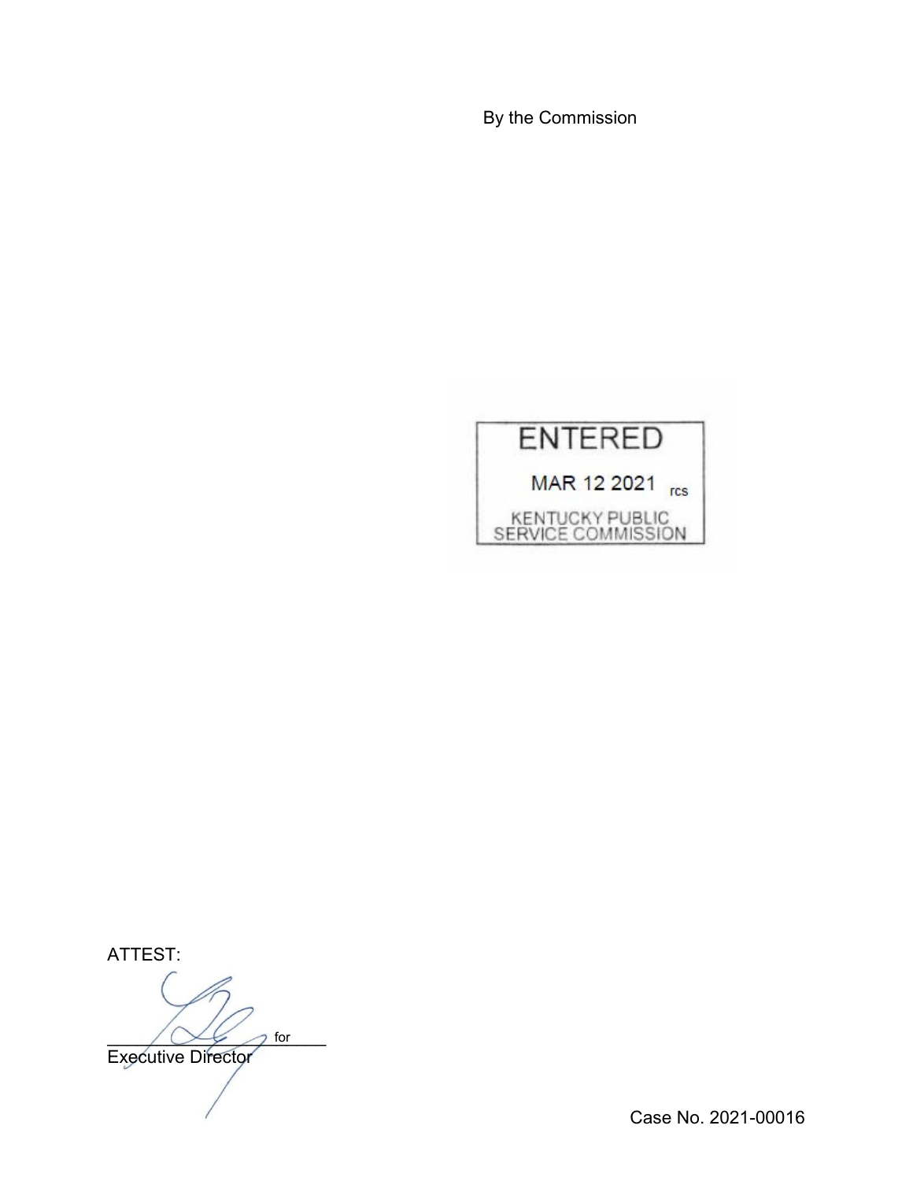By the Commission

ENTERED

MAR 12 2021 rcs

KENTUCKY PUBLIC SERVICE COMMISSION

ATTEST:

for

Executive Director

Case No. 2021-00016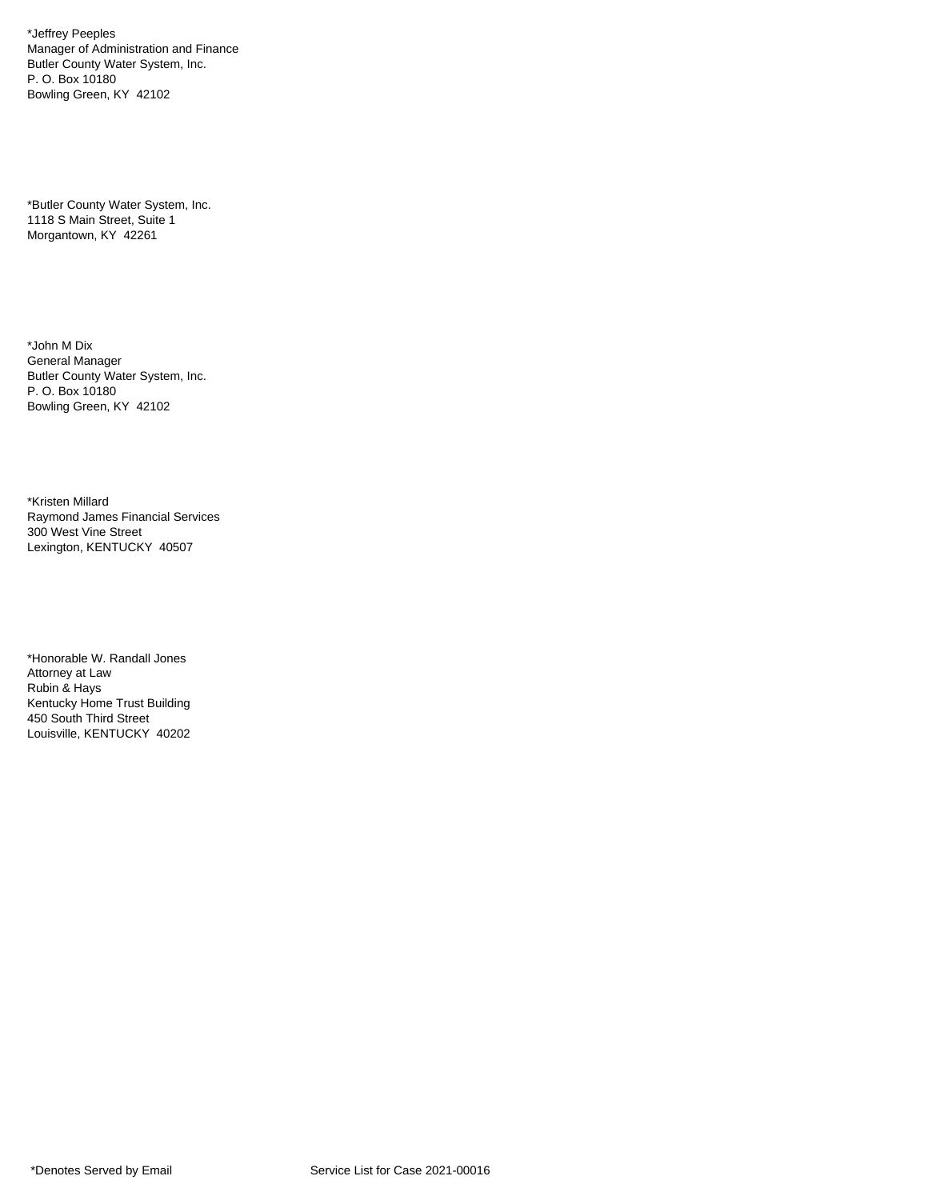*Jeffrey Peeples
Manager of Administration and Finance
Butler County Water System, Inc.
P. O. Box 10180
Bowling Green, KY  42102

*Butler County Water System, Inc.
1118 S Main Street, Suite 1
Morgantown, KY  42261

*John M Dix
General Manager
Butler County Water System, Inc.
P. O. Box 10180
Bowling Green, KY  42102

*Kristen Millard
Raymond James Financial Services
300 West Vine Street
Lexington, KENTUCKY  40507

*Honorable W. Randall Jones
Attorney at Law
Rubin & Hays
Kentucky Home Trust Building
450 South Third Street
Louisville, KENTUCKY  40202

*Denotes Served by Email

Service List for Case 2021-00016